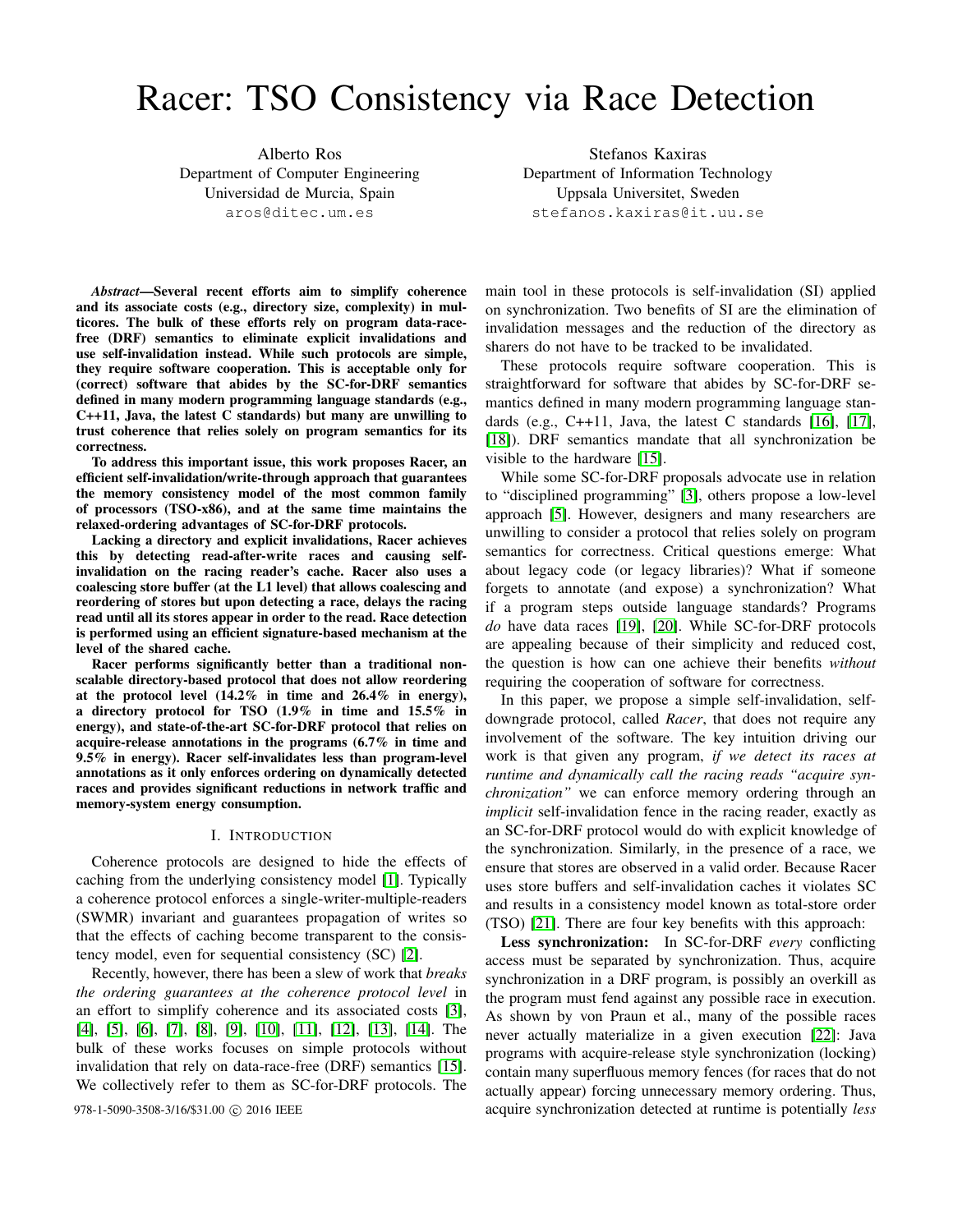# Racer: TSO Consistency via Race Detection

Alberto Ros
Department of Computer Engineering
Universidad de Murcia, Spain
aros@ditec.um.es

Stefanos Kaxiras
Department of Information Technology
Uppsala Universitet, Sweden
stefanos.kaxiras@it.uu.se

***Abstract*—Several recent efforts aim to simplify coherence and its associate costs (e.g., directory size, complexity) in multicores. The bulk of these efforts rely on program data-race-free (DRF) semantics to eliminate explicit invalidations and use self-invalidation instead. While such protocols are simple, they require software cooperation. This is acceptable only for (correct) software that abides by the SC-for-DRF semantics defined in many modern programming language standards (e.g., C++11, Java, the latest C standards) but many are unwilling to trust coherence that relies solely on program semantics for its correctness.**

**To address this important issue, this work proposes Racer, an efficient self-invalidation/write-through approach that guarantees the memory consistency model of the most common family of processors (TSO-x86), and at the same time maintains the relaxed-ordering advantages of SC-for-DRF protocols.**

**Lacking a directory and explicit invalidations, Racer achieves this by detecting read-after-write races and causing self-invalidation on the racing reader's cache. Racer also uses a coalescing store buffer (at the L1 level) that allows coalescing and reordering of stores but upon detecting a race, delays the racing read until all its stores appear in order to the read. Race detection is performed using an efficient signature-based mechanism at the level of the shared cache.**

**Racer performs significantly better than a traditional non-scalable directory-based protocol that does not allow reordering at the protocol level (14.2% in time and 26.4% in energy), a directory protocol for TSO (1.9% in time and 15.5% in energy), and state-of-the-art SC-for-DRF protocol that relies on acquire-release annotations in the programs (6.7% in time and 9.5% in energy). Racer self-invalidates less than program-level annotations as it only enforces ordering on dynamically detected races and provides significant reductions in network traffic and memory-system energy consumption.**

## I. Introduction

Coherence protocols are designed to hide the effects of caching from the underlying consistency model [1]. Typically a coherence protocol enforces a single-writer-multiple-readers (SWMR) invariant and guarantees propagation of writes so that the effects of caching become transparent to the consistency model, even for sequential consistency (SC) [2].

Recently, however, there has been a slew of work that *breaks the ordering guarantees at the coherence protocol level* in an effort to simplify coherence and its associated costs [3], [4], [5], [6], [7], [8], [9], [10], [11], [12], [13], [14]. The bulk of these works focuses on simple protocols without invalidation that rely on data-race-free (DRF) semantics [15]. We collectively refer to them as SC-for-DRF protocols. The main tool in these protocols is self-invalidation (SI) applied on synchronization. Two benefits of SI are the elimination of invalidation messages and the reduction of the directory as sharers do not have to be tracked to be invalidated.

These protocols require software cooperation. This is straightforward for software that abides by SC-for-DRF semantics defined in many modern programming language standards (e.g., C++11, Java, the latest C standards [16], [17], [18]). DRF semantics mandate that all synchronization be visible to the hardware [15].

While some SC-for-DRF proposals advocate use in relation to "disciplined programming" [3], others propose a low-level approach [5]. However, designers and many researchers are unwilling to consider a protocol that relies solely on program semantics for correctness. Critical questions emerge: What about legacy code (or legacy libraries)? What if someone forgets to annotate (and expose) a synchronization? What if a program steps outside language standards? Programs *do* have data races [19], [20]. While SC-for-DRF protocols are appealing because of their simplicity and reduced cost, the question is how can one achieve their benefits *without* requiring the cooperation of software for correctness.

In this paper, we propose a simple self-invalidation, self-downgrade protocol, called *Racer*, that does not require any involvement of the software. The key intuition driving our work is that given any program, *if we detect its races at runtime and dynamically call the racing reads "acquire synchronization"* we can enforce memory ordering through an *implicit* self-invalidation fence in the racing reader, exactly as an SC-for-DRF protocol would do with explicit knowledge of the synchronization. Similarly, in the presence of a race, we ensure that stores are observed in a valid order. Because Racer uses store buffers and self-invalidation caches it violates SC and results in a consistency model known as total-store order (TSO) [21]. There are four key benefits with this approach:

**Less synchronization:** In SC-for-DRF *every* conflicting access must be separated by synchronization. Thus, acquire synchronization in a DRF program, is possibly an overkill as the program must fend against any possible race in execution. As shown by von Praun et al., many of the possible races never actually materialize in a given execution [22]: Java programs with acquire-release style synchronization (locking) contain many superfluous memory fences (for races that do not actually appear) forcing unnecessary memory ordering. Thus, acquire synchronization detected at runtime is potentially *less*

978-1-5090-3508-3/16/$31.00 © 2016 IEEE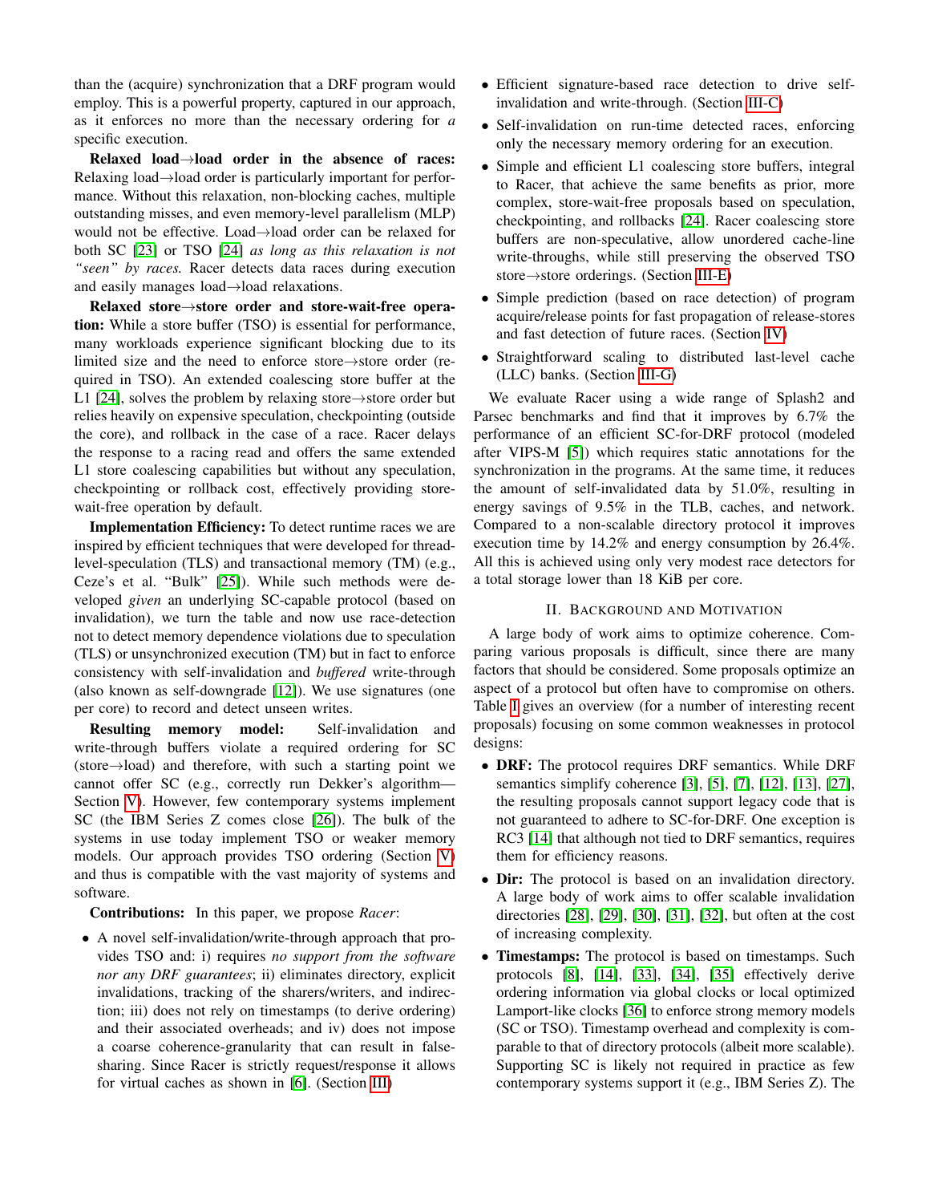than the (acquire) synchronization that a DRF program would employ. This is a powerful property, captured in our approach, as it enforces no more than the necessary ordering for *a* specific execution.

**Relaxed load→load order in the absence of races:** Relaxing load→load order is particularly important for performance. Without this relaxation, non-blocking caches, multiple outstanding misses, and even memory-level parallelism (MLP) would not be effective. Load→load order can be relaxed for both SC [23] or TSO [24] *as long as this relaxation is not "seen" by races.* Racer detects data races during execution and easily manages load→load relaxations.

**Relaxed store→store order and store-wait-free operation:** While a store buffer (TSO) is essential for performance, many workloads experience significant blocking due to its limited size and the need to enforce store→store order (required in TSO). An extended coalescing store buffer at the L1 [24], solves the problem by relaxing store→store order but relies heavily on expensive speculation, checkpointing (outside the core), and rollback in the case of a race. Racer delays the response to a racing read and offers the same extended L1 store coalescing capabilities but without any speculation, checkpointing or rollback cost, effectively providing store-wait-free operation by default.

**Implementation Efficiency:** To detect runtime races we are inspired by efficient techniques that were developed for thread-level-speculation (TLS) and transactional memory (TM) (e.g., Ceze's et al. "Bulk" [25]). While such methods were developed *given* an underlying SC-capable protocol (based on invalidation), we turn the table and now use race-detection not to detect memory dependence violations due to speculation (TLS) or unsynchronized execution (TM) but in fact to enforce consistency with self-invalidation and *buffered* write-through (also known as self-downgrade [12]). We use signatures (one per core) to record and detect unseen writes.

**Resulting memory model:** Self-invalidation and write-through buffers violate a required ordering for SC (store→load) and therefore, with such a starting point we cannot offer SC (e.g., correctly run Dekker's algorithm—Section V). However, few contemporary systems implement SC (the IBM Series Z comes close [26]). The bulk of the systems in use today implement TSO or weaker memory models. Our approach provides TSO ordering (Section V) and thus is compatible with the vast majority of systems and software.

**Contributions:** In this paper, we propose *Racer*:

- A novel self-invalidation/write-through approach that provides TSO and: i) requires *no support from the software nor any DRF guarantees*; ii) eliminates directory, explicit invalidations, tracking of the sharers/writers, and indirection; iii) does not rely on timestamps (to derive ordering) and their associated overheads; and iv) does not impose a coarse coherence-granularity that can result in false-sharing. Since Racer is strictly request/response it allows for virtual caches as shown in [6]. (Section III)
- Efficient signature-based race detection to drive self-invalidation and write-through. (Section III-C)
- Self-invalidation on run-time detected races, enforcing only the necessary memory ordering for an execution.
- Simple and efficient L1 coalescing store buffers, integral to Racer, that achieve the same benefits as prior, more complex, store-wait-free proposals based on speculation, checkpointing, and rollbacks [24]. Racer coalescing store buffers are non-speculative, allow unordered cache-line write-throughs, while still preserving the observed TSO store→store orderings. (Section III-E)
- Simple prediction (based on race detection) of program acquire/release points for fast propagation of release-stores and fast detection of future races. (Section IV)
- Straightforward scaling to distributed last-level cache (LLC) banks. (Section III-G)

We evaluate Racer using a wide range of Splash2 and Parsec benchmarks and find that it improves by 6.7% the performance of an efficient SC-for-DRF protocol (modeled after VIPS-M [5]) which requires static annotations for the synchronization in the programs. At the same time, it reduces the amount of self-invalidated data by 51.0%, resulting in energy savings of 9.5% in the TLB, caches, and network. Compared to a non-scalable directory protocol it improves execution time by 14.2% and energy consumption by 26.4%. All this is achieved using only very modest race detectors for a total storage lower than 18 KiB per core.

## II. Background and Motivation

A large body of work aims to optimize coherence. Comparing various proposals is difficult, since there are many factors that should be considered. Some proposals optimize an aspect of a protocol but often have to compromise on others. Table I gives an overview (for a number of interesting recent proposals) focusing on some common weaknesses in protocol designs:

- **DRF:** The protocol requires DRF semantics. While DRF semantics simplify coherence [3], [5], [7], [12], [13], [27], the resulting proposals cannot support legacy code that is not guaranteed to adhere to SC-for-DRF. One exception is RC3 [14] that although not tied to DRF semantics, requires them for efficiency reasons.
- **Dir:** The protocol is based on an invalidation directory. A large body of work aims to offer scalable invalidation directories [28], [29], [30], [31], [32], but often at the cost of increasing complexity.
- **Timestamps:** The protocol is based on timestamps. Such protocols [8], [14], [33], [34], [35] effectively derive ordering information via global clocks or local optimized Lamport-like clocks [36] to enforce strong memory models (SC or TSO). Timestamp overhead and complexity is comparable to that of directory protocols (albeit more scalable). Supporting SC is likely not required in practice as few contemporary systems support it (e.g., IBM Series Z). The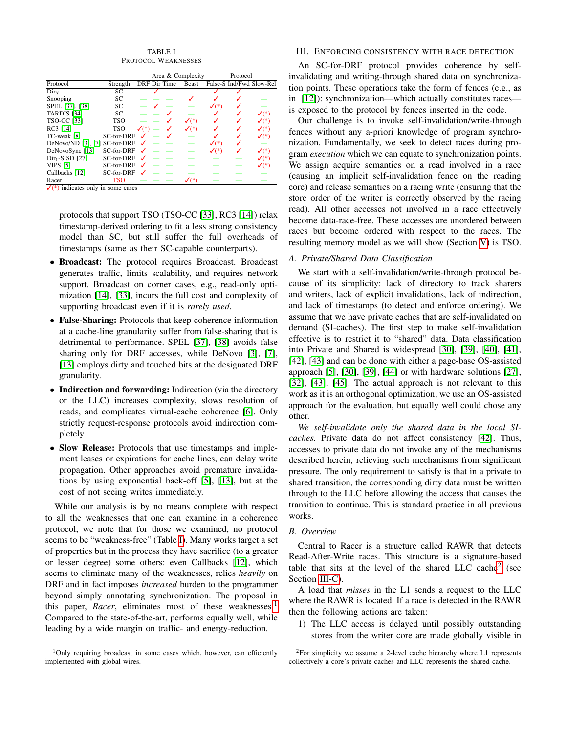TABLE I
PROTOCOL WEAKNESSES

| Protocol | Strength | Area & Complexity | | | | Protocol | | |
|---|---|---|---|---|---|---|---|---|
| | | DRF | Dir | Time | Bcast | False-S | Ind/Fwd | Slow-Rel |
| Dir$_N$ | SC | — | ✓ | — | — | ✓ | ✓ | — |
| Snooping | SC | — | — | — | ✓ | ✓ | ✓ | — |
| SPEL [37], [38] | SC | — | ✓ | — | — | ✓(*) | ✓ | — |
| TARDIS [34] | SC | — | — | ✓ | — | ✓ | ✓ | ✓(*) |
| TSO-CC [33] | TSO | — | — | ✓ | ✓(*) | ✓ | ✓ | ✓(*) |
| RC3 [14] | TSO | ✓(*) | — | ✓ | ✓(*) | ✓ | ✓ | ✓(*) |
| TC-weak [8] | SC-for-DRF | ✓ | — | ✓ | — | ✓ | ✓ | ✓(*) |
| DeNovo/ND [3], [7] | SC-for-DRF | ✓ | — | — | — | ✓(*) | ✓ | — |
| DeNovoSync [13] | SC-for-DRF | ✓ | — | — | — | ✓(*) | ✓ | ✓(*) |
| Dir$_1$-SISD [27] | SC-for-DRF | ✓ | — | — | — | — | — | ✓(*) |
| VIPS [5] | SC-for-DRF | ✓ | — | — | — | — | — | ✓(*) |
| Callbacks [12] | SC-for-DRF | ✓ | — | — | — | — | — | — |
| Racer | TSO | — | — | — | ✓(*) | — | — | — |

✓(*) indicates only in some cases

protocols that support TSO (TSO-CC [33], RC3 [14]) relax timestamp-derived ordering to fit a less strong consistency model than SC, but still suffer the full overheads of timestamps (same as their SC-capable counterparts).

- **Broadcast:** The protocol requires Broadcast. Broadcast generates traffic, limits scalability, and requires network support. Broadcast on corner cases, e.g., read-only optimization [14], [33], incurs the full cost and complexity of supporting broadcast even if it is *rarely used*.
- **False-Sharing:** Protocols that keep coherence information at a cache-line granularity suffer from false-sharing that is detrimental to performance. SPEL [37], [38] avoids false sharing only for DRF accesses, while DeNovo [3], [7], [13] employs dirty and touched bits at the designated DRF granularity.
- **Indirection and forwarding:** Indirection (via the directory or the LLC) increases complexity, slows resolution of reads, and complicates virtual-cache coherence [6]. Only strictly request-response protocols avoid indirection completely.
- **Slow Release:** Protocols that use timestamps and implement leases or expirations for cache lines, can delay write propagation. Other approaches avoid premature invalidations by using exponential back-off [5], [13], but at the cost of not seeing writes immediately.

While our analysis is by no means complete with respect to all the weaknesses that one can examine in a coherence protocol, we note that for those we examined, no protocol seems to be "weakness-free" (Table I). Many works target a set of properties but in the process they have sacrifice (to a greater or lesser degree) some others: even Callbacks [12], which seems to eliminate many of the weaknesses, relies *heavily* on DRF and in fact imposes *increased* burden to the programmer beyond simply annotating synchronization. The proposal in this paper, *Racer*, eliminates most of these weaknesses.[1] Compared to the state-of-the-art, performs equally well, while leading by a wide margin on traffic- and energy-reduction.

[1]Only requiring broadcast in some cases which, however, can efficiently implemented with global wires.

## III. ENFORCING CONSISTENCY WITH RACE DETECTION

An SC-for-DRF protocol provides coherence by self-invalidating and writing-through shared data on synchronization points. These operations take the form of fences (e.g., as in [12]): synchronization—which actually constitutes races—is exposed to the protocol by fences inserted in the code.

Our challenge is to invoke self-invalidation/write-through fences without any a-priori knowledge of program synchronization. Fundamentally, we seek to detect races during program *execution* which we can equate to synchronization points. We assign acquire semantics on a read involved in a race (causing an implicit self-invalidation fence on the reading core) and release semantics on a racing write (ensuring that the store order of the writer is correctly observed by the racing read). All other accesses not involved in a race effectively become data-race-free. These accesses are unordered between races but become ordered with respect to the races. The resulting memory model as we will show (Section V) is TSO.

### A. Private/Shared Data Classification

We start with a self-invalidation/write-through protocol because of its simplicity: lack of directory to track sharers and writers, lack of explicit invalidations, lack of indirection, and lack of timestamps (to detect and enforce ordering). We assume that we have private caches that are self-invalidated on demand (SI-caches). The first step to make self-invalidation effective is to restrict it to "shared" data. Data classification into Private and Shared is widespread [30], [39], [40], [41], [42], [43] and can be done with either a page-base OS-assisted approach [5], [30], [39], [44] or with hardware solutions [27], [32], [43], [45]. The actual approach is not relevant to this work as it is an orthogonal optimization; we use an OS-assisted approach for the evaluation, but equally well could chose any other.

*We self-invalidate only the shared data in the local SI-caches.* Private data do not affect consistency [42]. Thus, accesses to private data do not invoke any of the mechanisms described herein, relieving such mechanisms from significant pressure. The only requirement to satisfy is that in a private to shared transition, the corresponding dirty data must be written through to the LLC before allowing the access that causes the transition to continue. This is standard practice in all previous works.

### B. Overview

Central to Racer is a structure called RAWR that detects Read-After-Write races. This structure is a signature-based table that sits at the level of the shared LLC cache[2] (see Section III-C).

A load that *misses* in the L1 sends a request to the LLC where the RAWR is located. If a race is detected in the RAWR then the following actions are taken:

1) The LLC access is delayed until possibly outstanding stores from the writer core are made globally visible in

[2]For simplicity we assume a 2-level cache hierarchy where L1 represents collectively a core's private caches and LLC represents the shared cache.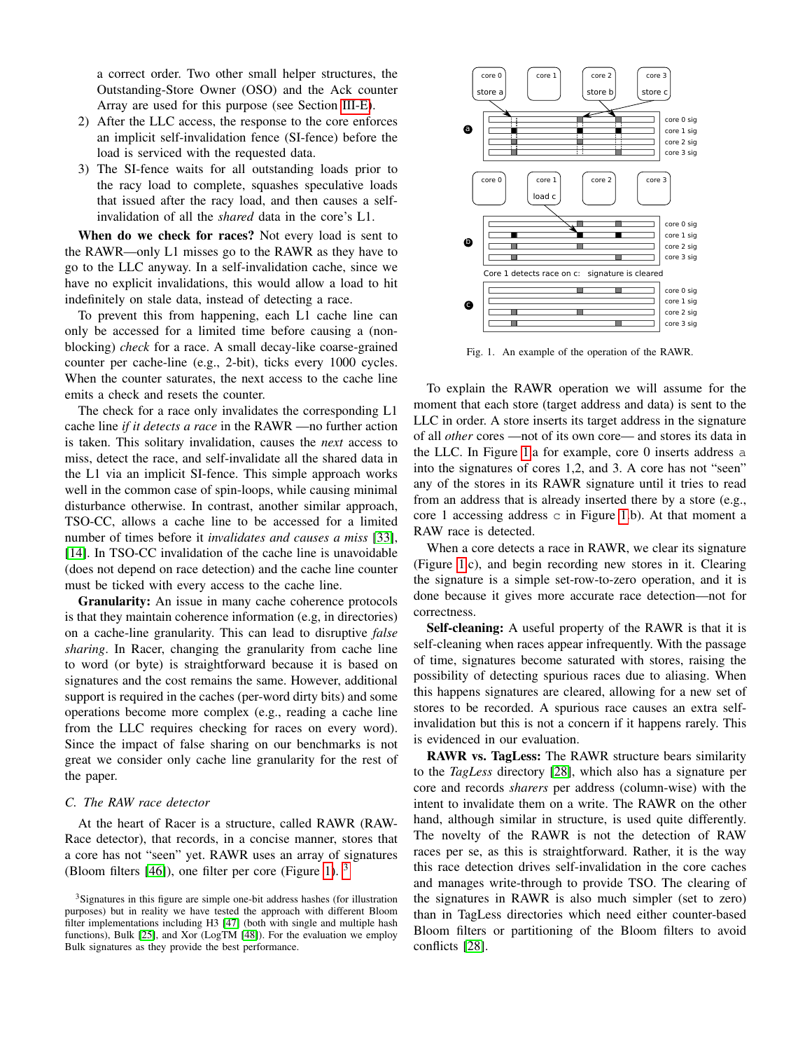a correct order. Two other small helper structures, the Outstanding-Store Owner (OSO) and the Ack counter Array are used for this purpose (see Section III-E).

2) After the LLC access, the response to the core enforces an implicit self-invalidation fence (SI-fence) before the load is serviced with the requested data.
3) The SI-fence waits for all outstanding loads prior to the racy load to complete, squashes speculative loads that issued after the racy load, and then causes a self-invalidation of all the *shared* data in the core's L1.

**When do we check for races?** Not every load is sent to the RAWR—only L1 misses go to the RAWR as they have to go to the LLC anyway. In a self-invalidation cache, since we have no explicit invalidations, this would allow a load to hit indefinitely on stale data, instead of detecting a race.

To prevent this from happening, each L1 cache line can only be accessed for a limited time before causing a (non-blocking) *check* for a race. A small decay-like coarse-grained counter per cache-line (e.g., 2-bit), ticks every 1000 cycles. When the counter saturates, the next access to the cache line emits a check and resets the counter.

The check for a race only invalidates the corresponding L1 cache line *if it detects a race* in the RAWR —no further action is taken. This solitary invalidation, causes the *next* access to miss, detect the race, and self-invalidate all the shared data in the L1 via an implicit SI-fence. This simple approach works well in the common case of spin-loops, while causing minimal disturbance otherwise. In contrast, another similar approach, TSO-CC, allows a cache line to be accessed for a limited number of times before it *invalidates and causes a miss* [33], [14]. In TSO-CC invalidation of the cache line is unavoidable (does not depend on race detection) and the cache line counter must be ticked with every access to the cache line.

**Granularity:** An issue in many cache coherence protocols is that they maintain coherence information (e.g, in directories) on a cache-line granularity. This can lead to disruptive *false sharing*. In Racer, changing the granularity from cache line to word (or byte) is straightforward because it is based on signatures and the cost remains the same. However, additional support is required in the caches (per-word dirty bits) and some operations become more complex (e.g., reading a cache line from the LLC requires checking for races on every word). Since the impact of false sharing on our benchmarks is not great we consider only cache line granularity for the rest of the paper.

### C. The RAW race detector

At the heart of Racer is a structure, called RAWR (RAW-Race detector), that records, in a concise manner, stores that a core has not "seen" yet. RAWR uses an array of signatures (Bloom filters [46]), one filter per core (Figure 1). [3]

[3]Signatures in this figure are simple one-bit address hashes (for illustration purposes) but in reality we have tested the approach with different Bloom filter implementations including H3 [47] (both with single and multiple hash functions), Bulk [25], and Xor (LogTM [48]). For the evaluation we employ Bulk signatures as they provide the best performance.

Fig. 1. An example of the operation of the RAWR.

To explain the RAWR operation we will assume for the moment that each store (target address and data) is sent to the LLC in order. A store inserts its target address in the signature of all *other* cores —not of its own core— and stores its data in the LLC. In Figure 1a for example, core 0 inserts address `a` into the signatures of cores 1,2, and 3. A core has not "seen" any of the stores in its RAWR signature until it tries to read from an address that is already inserted there by a store (e.g., core 1 accessing address `c` in Figure 1b). At that moment a RAW race is detected.

When a core detects a race in RAWR, we clear its signature (Figure 1c), and begin recording new stores in it. Clearing the signature is a simple set-row-to-zero operation, and it is done because it gives more accurate race detection—not for correctness.

**Self-cleaning:** A useful property of the RAWR is that it is self-cleaning when races appear infrequently. With the passage of time, signatures become saturated with stores, raising the possibility of detecting spurious races due to aliasing. When this happens signatures are cleared, allowing for a new set of stores to be recorded. A spurious race causes an extra self-invalidation but this is not a concern if it happens rarely. This is evidenced in our evaluation.

**RAWR vs. TagLess:** The RAWR structure bears similarity to the *TagLess* directory [28], which also has a signature per core and records *sharers* per address (column-wise) with the intent to invalidate them on a write. The RAWR on the other hand, although similar in structure, is used quite differently. The novelty of the RAWR is not the detection of RAW races per se, as this is straightforward. Rather, it is the way this race detection drives self-invalidation in the core caches and manages write-through to provide TSO. The clearing of the signatures in RAWR is also much simpler (set to zero) than in TagLess directories which need either counter-based Bloom filters or partitioning of the Bloom filters to avoid conflicts [28].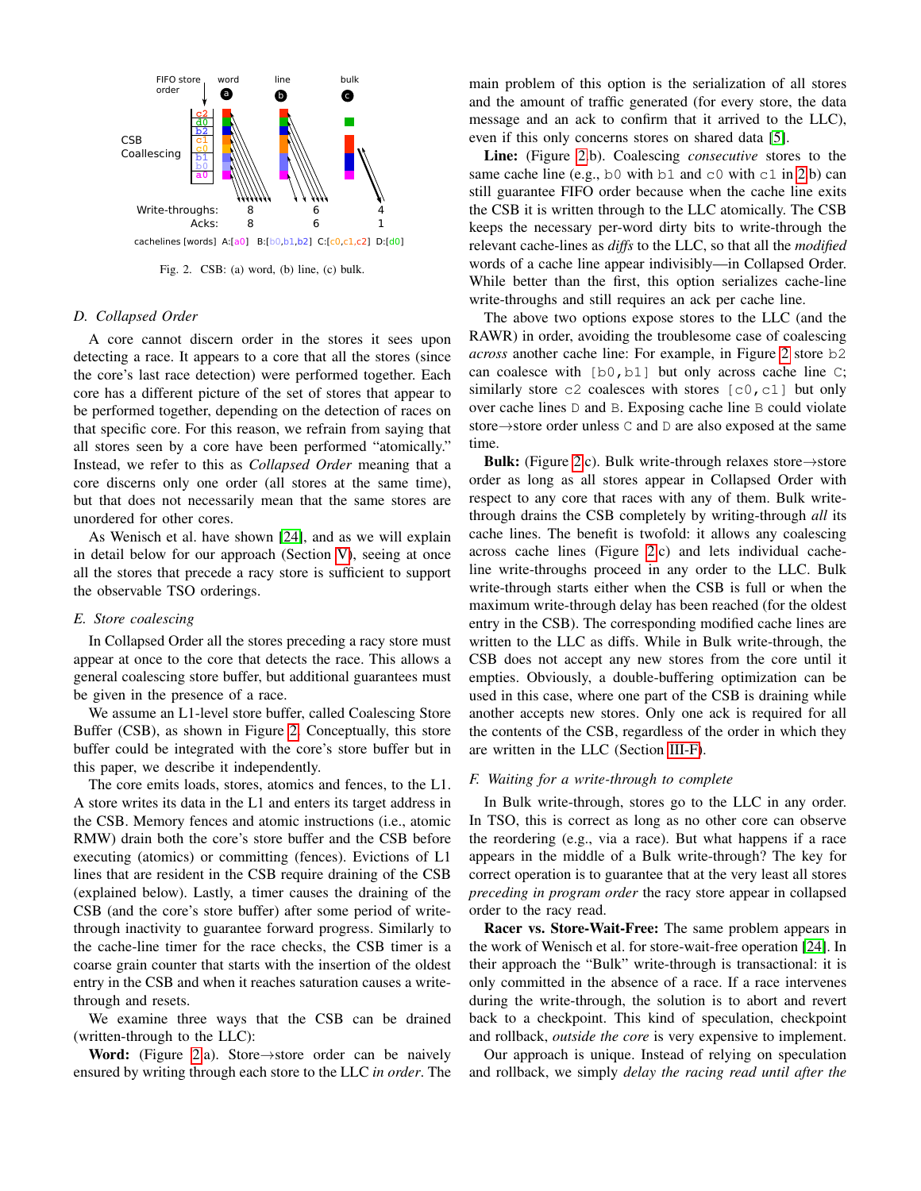FIFO store order

word
a

line
b

bulk
c

CSB Coalescing

c2
d0
b2
c1
c0
b1
b0
a0

Write-throughs: 8 6 4

Acks: 8 6 1

cachelines [words] A:[a0] B:[b0,b1,b2] C:[c0,c1,c2] D:[d0]

Fig. 2. CSB: (a) word, (b) line, (c) bulk.

### D. Collapsed Order

A core cannot discern order in the stores it sees upon detecting a race. It appears to a core that all the stores (since the core's last race detection) were performed together. Each core has a different picture of the set of stores that appear to be performed together, depending on the detection of races on that specific core. For this reason, we refrain from saying that all stores seen by a core have been performed "atomically." Instead, we refer to this as *Collapsed Order* meaning that a core discerns only one order (all stores at the same time), but that does not necessarily mean that the same stores are unordered for other cores.

As Wenisch et al. have shown [24], and as we will explain in detail below for our approach (Section V), seeing at once all the stores that precede a racy store is sufficient to support the observable TSO orderings.

### E. Store coalescing

In Collapsed Order all the stores preceding a racy store must appear at once to the core that detects the race. This allows a general coalescing store buffer, but additional guarantees must be given in the presence of a race.

We assume an L1-level store buffer, called Coalescing Store Buffer (CSB), as shown in Figure 2. Conceptually, this store buffer could be integrated with the core's store buffer but in this paper, we describe it independently.

The core emits loads, stores, atomics and fences, to the L1. A store writes its data in the L1 and enters its target address in the CSB. Memory fences and atomic instructions (i.e., atomic RMW) drain both the core's store buffer and the CSB before executing (atomics) or committing (fences). Evictions of L1 lines that are resident in the CSB require draining of the CSB (explained below). Lastly, a timer causes the draining of the CSB (and the core's store buffer) after some period of write-through inactivity to guarantee forward progress. Similarly to the cache-line timer for the race checks, the CSB timer is a coarse grain counter that starts with the insertion of the oldest entry in the CSB and when it reaches saturation causes a write-through and resets.

We examine three ways that the CSB can be drained (written-through to the LLC):

**Word:** (Figure 2a). Store→store order can be naively ensured by writing through each store to the LLC *in order*. The main problem of this option is the serialization of all stores and the amount of traffic generated (for every store, the data message and an ack to confirm that it arrived to the LLC), even if this only concerns stores on shared data [5].

**Line:** (Figure 2b). Coalescing *consecutive* stores to the same cache line (e.g., `b0` with `b1` and `c0` with `c1` in 2b) can still guarantee FIFO order because when the cache line exits the CSB it is written through to the LLC atomically. The CSB keeps the necessary per-word dirty bits to write-through the relevant cache-lines as *diffs* to the LLC, so that all the *modified* words of a cache line appear indivisibly—in Collapsed Order. While better than the first, this option serializes cache-line write-throughs and still requires an ack per cache line.

The above two options expose stores to the LLC (and the RAWR) in order, avoiding the troublesome case of coalescing *across* another cache line: For example, in Figure 2 store `b2` can coalesce with `[b0,b1]` but only across cache line `C`; similarly store `c2` coalesces with stores `[c0,c1]` but only over cache lines `D` and `B`. Exposing cache line `B` could violate store→store order unless `C` and `D` are also exposed at the same time.

**Bulk:** (Figure 2c). Bulk write-through relaxes store→store order as long as all stores appear in Collapsed Order with respect to any core that races with any of them. Bulk write-through drains the CSB completely by writing-through *all* its cache lines. The benefit is twofold: it allows any coalescing across cache lines (Figure 2c) and lets individual cache-line write-throughs proceed in any order to the LLC. Bulk write-through starts either when the CSB is full or when the maximum write-through delay has been reached (for the oldest entry in the CSB). The corresponding modified cache lines are written to the LLC as diffs. While in Bulk write-through, the CSB does not accept any new stores from the core until it empties. Obviously, a double-buffering optimization can be used in this case, where one part of the CSB is draining while another accepts new stores. Only one ack is required for all the contents of the CSB, regardless of the order in which they are written in the LLC (Section III-F).

### F. Waiting for a write-through to complete

In Bulk write-through, stores go to the LLC in any order. In TSO, this is correct as long as no other core can observe the reordering (e.g., via a race). But what happens if a race appears in the middle of a Bulk write-through? The key for correct operation is to guarantee that at the very least all stores *preceding in program order* the racy store appear in collapsed order to the racy read.

**Racer vs. Store-Wait-Free:** The same problem appears in the work of Wenisch et al. for store-wait-free operation [24]. In their approach the "Bulk" write-through is transactional: it is only committed in the absence of a race. If a race intervenes during the write-through, the solution is to abort and revert back to a checkpoint. This kind of speculation, checkpoint and rollback, *outside the core* is very expensive to implement.

Our approach is unique. Instead of relying on speculation and rollback, we simply *delay the racing read until after the*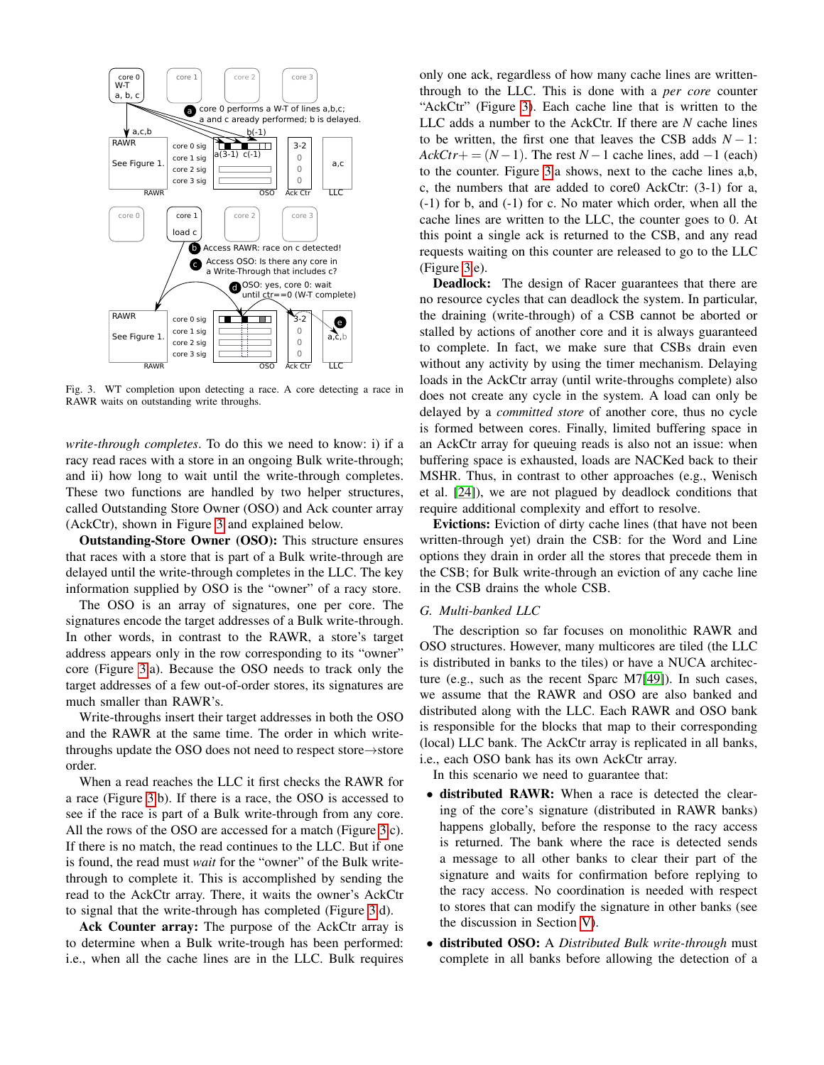core 0
W-T
a, b, c

core 1

core 2

core 3

a core 0 performs a W-T of lines a,b,c;
a and c aready performed; b is delayed.

a,c,b

b(-1)

RAWR

See Figure 1.

core 0 sig
core 1 sig
core 2 sig
core 3 sig

a(3-1) c(-1)

3-2
0
0
0

a,c

RAWR

OSO

Ack Ctr

LLC

core 0

core 1
load c

core 2

core 3

b Access RAWR: race on c detected!

c Access OSO: Is there any core in
a Write-Through that includes c?

d OSO: yes, core 0: wait
until ctr==0 (W-T complete)

RAWR

See Figure 1.

core 0 sig
core 1 sig
core 2 sig
core 3 sig

3-2
0
0
0

e

a,c,b

RAWR

OSO

Ack Ctr

LLC

Fig. 3. WT completion upon detecting a race. A core detecting a race in RAWR waits on outstanding write throughs.

*write-through completes*. To do this we need to know: i) if a racy read races with a store in an ongoing Bulk write-through; and ii) how long to wait until the write-through completes. These two functions are handled by two helper structures, called Outstanding Store Owner (OSO) and Ack counter array (AckCtr), shown in Figure 3 and explained below.

**Outstanding-Store Owner (OSO):** This structure ensures that races with a store that is part of a Bulk write-through are delayed until the write-through completes in the LLC. The key information supplied by OSO is the "owner" of a racy store.

The OSO is an array of signatures, one per core. The signatures encode the target addresses of a Bulk write-through. In other words, in contrast to the RAWR, a store's target address appears only in the row corresponding to its "owner" core (Figure 3a). Because the OSO needs to track only the target addresses of a few out-of-order stores, its signatures are much smaller than RAWR's.

Write-throughs insert their target addresses in both the OSO and the RAWR at the same time. The order in which write-throughs update the OSO does not need to respect store→store order.

When a read reaches the LLC it first checks the RAWR for a race (Figure 3b). If there is a race, the OSO is accessed to see if the race is part of a Bulk write-through from any core. All the rows of the OSO are accessed for a match (Figure 3c). If there is no match, the read continues to the LLC. But if one is found, the read must *wait* for the "owner" of the Bulk write-through to complete it. This is accomplished by sending the read to the AckCtr array. There, it waits the owner's AckCtr to signal that the write-through has completed (Figure 3d).

**Ack Counter array:** The purpose of the AckCtr array is to determine when a Bulk write-trough has been performed: i.e., when all the cache lines are in the LLC. Bulk requires only one ack, regardless of how many cache lines are written-through to the LLC. This is done with a *per core* counter "AckCtr" (Figure 3). Each cache line that is written to the LLC adds a number to the AckCtr. If there are $N$ cache lines to be written, the first one that leaves the CSB adds $N-1$: $AckCtr+=(N-1)$. The rest $N-1$ cache lines, add $-1$ (each) to the counter. Figure 3a shows, next to the cache lines a,b, c, the numbers that are added to core0 AckCtr: (3-1) for a, (-1) for b, and (-1) for c. No mater which order, when all the cache lines are written to the LLC, the counter goes to 0. At this point a single ack is returned to the CSB, and any read requests waiting on this counter are released to go to the LLC (Figure 3e).

**Deadlock:** The design of Racer guarantees that there are no resource cycles that can deadlock the system. In particular, the draining (write-through) of a CSB cannot be aborted or stalled by actions of another core and it is always guaranteed to complete. In fact, we make sure that CSBs drain even without any activity by using the timer mechanism. Delaying loads in the AckCtr array (until write-throughs complete) also does not create any cycle in the system. A load can only be delayed by a *committed store* of another core, thus no cycle is formed between cores. Finally, limited buffering space in an AckCtr array for queuing reads is also not an issue: when buffering space is exhausted, loads are NACKed back to their MSHR. Thus, in contrast to other approaches (e.g., Wenisch et al. [24]), we are not plagued by deadlock conditions that require additional complexity and effort to resolve.

**Evictions:** Eviction of dirty cache lines (that have not been written-through yet) drain the CSB: for the Word and Line options they drain in order all the stores that precede them in the CSB; for Bulk write-through an eviction of any cache line in the CSB drains the whole CSB.

### G. Multi-banked LLC

The description so far focuses on monolithic RAWR and OSO structures. However, many multicores are tiled (the LLC is distributed in banks to the tiles) or have a NUCA architecture (e.g., such as the recent Sparc M7[49]). In such cases, we assume that the RAWR and OSO are also banked and distributed along with the LLC. Each RAWR and OSO bank is responsible for the blocks that map to their corresponding (local) LLC bank. The AckCtr array is replicated in all banks, i.e., each OSO bank has its own AckCtr array.

In this scenario we need to guarantee that:

- **distributed RAWR:** When a race is detected the clearing of the core's signature (distributed in RAWR banks) happens globally, before the response to the racy access is returned. The bank where the race is detected sends a message to all other banks to clear their part of the signature and waits for confirmation before replying to the racy access. No coordination is needed with respect to stores that can modify the signature in other banks (see the discussion in Section V).
- **distributed OSO:** A *Distributed Bulk write-through* must complete in all banks before allowing the detection of a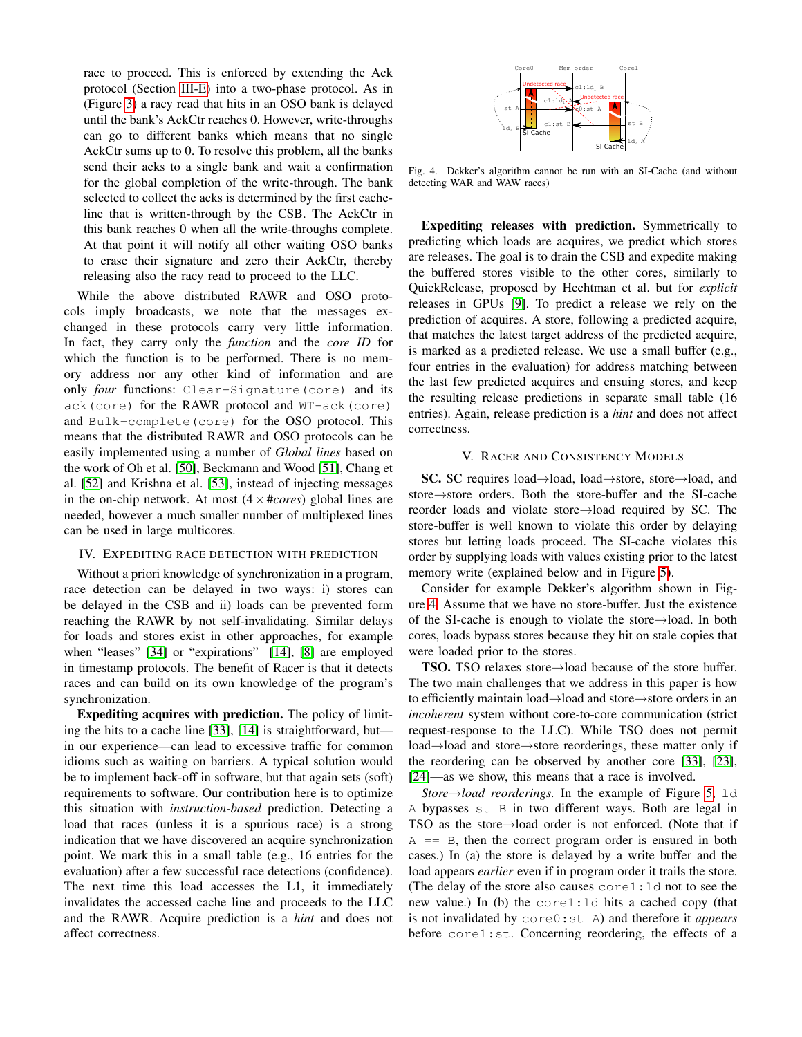race to proceed. This is enforced by extending the Ack protocol (Section III-E) into a two-phase protocol. As in (Figure 3) a racy read that hits in an OSO bank is delayed until the bank's AckCtr reaches 0. However, write-throughs can go to different banks which means that no single AckCtr sums up to 0. To resolve this problem, all the banks send their acks to a single bank and wait a confirmation for the global completion of the write-through. The bank selected to collect the acks is determined by the first cacheline that is written-through by the CSB. The AckCtr in this bank reaches 0 when all the write-throughs complete. At that point it will notify all other waiting OSO banks to erase their signature and zero their AckCtr, thereby releasing also the racy read to proceed to the LLC.

While the above distributed RAWR and OSO protocols imply broadcasts, we note that the messages exchanged in these protocols carry very little information. In fact, they carry only the *function* and the *core ID* for which the function is to be performed. There is no memory address nor any other kind of information and are only *four* functions: `Clear-Signature(core)` and its `ack(core)` for the RAWR protocol and `WT-ack(core)` and `Bulk-complete(core)` for the OSO protocol. This means that the distributed RAWR and OSO protocols can be easily implemented using a number of *Global lines* based on the work of Oh et al. [50], Beckmann and Wood [51], Chang et al. [52] and Krishna et al. [53], instead of injecting messages in the on-chip network. At most ($4 \times$ #*cores*) global lines are needed, however a much smaller number of multiplexed lines can be used in large multicores.

## IV. Expediting race detection with prediction

Without a priori knowledge of synchronization in a program, race detection can be delayed in two ways: i) stores can be delayed in the CSB and ii) loads can be prevented from reaching the RAWR by not self-invalidating. Similar delays for loads and stores exist in other approaches, for example when "leases" [34] or "expirations" [14], [8] are employed in timestamp protocols. The benefit of Racer is that it detects races and can build on its own knowledge of the program's synchronization.

**Expediting acquires with prediction.** The policy of limiting the hits to a cache line [33], [14] is straightforward, but—in our experience—can lead to excessive traffic for common idioms such as waiting on barriers. A typical solution would be to implement back-off in software, but that again sets (soft) requirements to software. Our contribution here is to optimize this situation with *instruction-based* prediction. Detecting a load that races (unless it is a spurious race) is a strong indication that we have discovered an acquire synchronization point. We mark this in a small table (e.g., 16 entries for the evaluation) after a few successful race detections (confidence). The next time this load accesses the L1, it immediately invalidates the accessed cache line and proceeds to the LLC and the RAWR. Acquire prediction is a *hint* and does not affect correctness.

Fig. 4. Dekker's algorithm cannot be run with an SI-Cache (and without detecting WAR and WAW races)

**Expediting releases with prediction.** Symmetrically to predicting which loads are acquires, we predict which stores are releases. The goal is to drain the CSB and expedite making the buffered stores visible to the other cores, similarly to QuickRelease, proposed by Hechtman et al. but for *explicit* releases in GPUs [9]. To predict a release we rely on the prediction of acquires. A store, following a predicted acquire, that matches the latest target address of the predicted acquire, is marked as a predicted release. We use a small buffer (e.g., four entries in the evaluation) for address matching between the last few predicted acquires and ensuing stores, and keep the resulting release predictions in separate small table (16 entries). Again, release prediction is a *hint* and does not affect correctness.

## V. Racer and Consistency Models

**SC.** SC requires load→load, load→store, store→load, and store→store orders. Both the store-buffer and the SI-cache reorder loads and violate store→load required by SC. The store-buffer is well known to violate this order by delaying stores but letting loads proceed. The SI-cache violates this order by supplying loads with values existing prior to the latest memory write (explained below and in Figure 5).

Consider for example Dekker's algorithm shown in Figure 4. Assume that we have no store-buffer. Just the existence of the SI-cache is enough to violate the store→load. In both cores, loads bypass stores because they hit on stale copies that were loaded prior to the stores.

**TSO.** TSO relaxes store→load because of the store buffer. The two main challenges that we address in this paper is how to efficiently maintain load→load and store→store orders in an *incoherent* system without core-to-core communication (strict request-response to the LLC). While TSO does not permit load→load and store→store reorderings, these matter only if the reordering can be observed by another core [33], [23], [24]—as we show, this means that a race is involved.

*Store→load reorderings.* In the example of Figure 5, `ld A` bypasses `st B` in two different ways. Both are legal in TSO as the store→load order is not enforced. (Note that if `A == B`, then the correct program order is ensured in both cases.) In (a) the store is delayed by a write buffer and the load appears *earlier* even if in program order it trails the store. (The delay of the store also causes `core1:ld` not to see the new value.) In (b) the `core1:ld` hits a cached copy (that is not invalidated by `core0:st A`) and therefore it *appears* before `core1:st`. Concerning reordering, the effects of a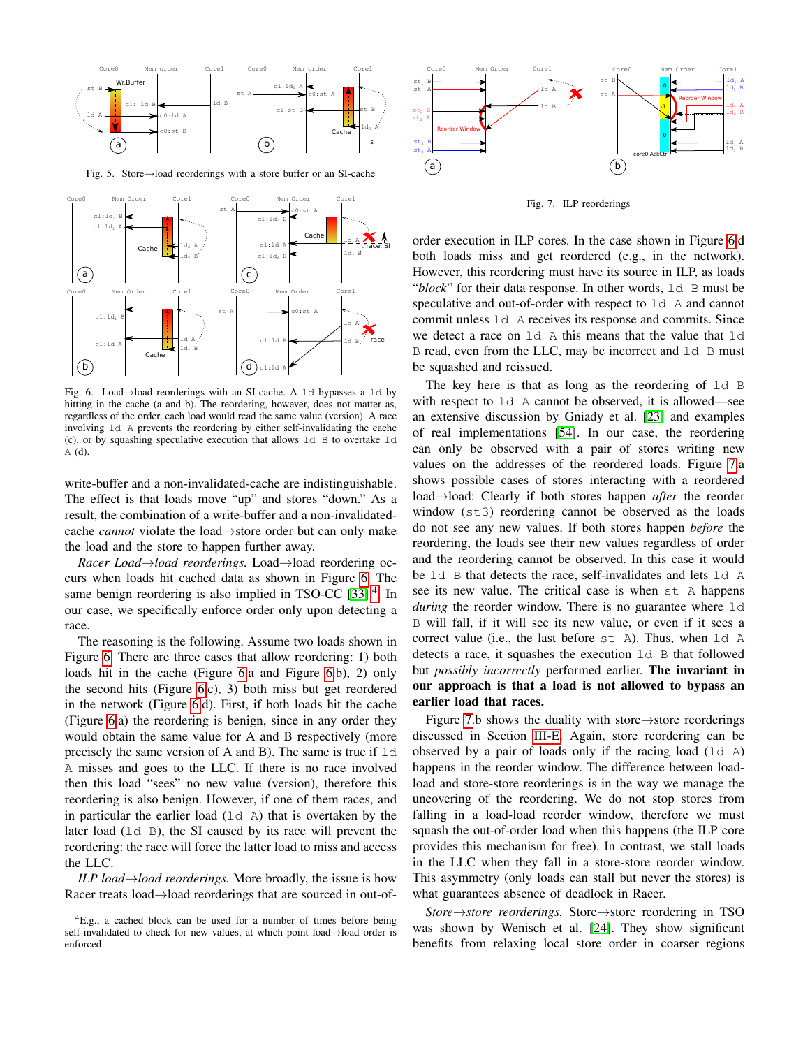Fig. 5. Store→load reorderings with a store buffer or an SI-cache

Fig. 6. Load→load reorderings with an SI-cache. A `ld` bypasses a `ld` by hitting in the cache (a and b). The reordering, however, does not matter as, regardless of the order, each load would read the same value (version). A race involving `ld A` prevents the reordering by either self-invalidating the cache (c), or by squashing speculative execution that allows `ld B` to overtake `ld A` (d).

write-buffer and a non-invalidated-cache are indistinguishable. The effect is that loads move "up" and stores "down." As a result, the combination of a write-buffer and a non-invalidated-cache *cannot* violate the load→store order but can only make the load and the store to happen further away.

*Racer Load→load reorderings.* Load→load reordering occurs when loads hit cached data as shown in Figure 6. The same benign reordering is also implied in TSO-CC [33][4]. In our case, we specifically enforce order only upon detecting a race.

The reasoning is the following. Assume two loads shown in Figure 6. There are three cases that allow reordering: 1) both loads hit in the cache (Figure 6a and Figure 6b), 2) only the second hits (Figure 6c), 3) both miss but get reordered in the network (Figure 6d). First, if both loads hit the cache (Figure 6a) the reordering is benign, since in any order they would obtain the same value for A and B respectively (more precisely the same version of A and B). The same is true if `ld A` misses and goes to the LLC. If there is no race involved then this load "sees" no new value (version), therefore this reordering is also benign. However, if one of them races, and in particular the earlier load (`ld A`) that is overtaken by the later load (`ld B`), the SI caused by its race will prevent the reordering: the race will force the latter load to miss and access the LLC.

*ILP load→load reorderings.* More broadly, the issue is how Racer treats load→load reorderings that are sourced in out-of-order execution in ILP cores. In the case shown in Figure 6d both loads miss and get reordered (e.g., in the network). However, this reordering must have its source in ILP, as loads "*block*" for their data response. In other words, `ld B` must be speculative and out-of-order with respect to `ld A` and cannot commit unless `ld A` receives its response and commits. Since we detect a race on `ld A` this means that the value that `ld B` read, even from the LLC, may be incorrect and `ld B` must be squashed and reissued.

[4]E.g., a cached block can be used for a number of times before being self-invalidated to check for new values, at which point load→load order is enforced

Fig. 7. ILP reorderings

The key here is that as long as the reordering of `ld B` with respect to `ld A` cannot be observed, it is allowed—see an extensive discussion by Gniady et al. [23] and examples of real implementations [54]. In our case, the reordering can only be observed with a pair of stores writing new values on the addresses of the reordered loads. Figure 7a shows possible cases of stores interacting with a reordered load→load: Clearly if both stores happen *after* the reorder window (`st3`) reordering cannot be observed as the loads do not see any new values. If both stores happen *before* the reordering, the loads see their new values regardless of order and the reordering cannot be observed. In this case it would be `ld B` that detects the race, self-invalidates and lets `ld A` see its new value. The critical case is when `st A` happens *during* the reorder window. There is no guarantee where `ld B` will fall, if it will see its new value, or even if it sees a correct value (i.e., the last before `st A`). Thus, when `ld A` detects a race, it squashes the execution `ld B` that followed but *possibly incorrectly* performed earlier. **The invariant in our approach is that a load is not allowed to bypass an earlier load that races.**

Figure 7b shows the duality with store→store reorderings discussed in Section III-E. Again, store reordering can be observed by a pair of loads only if the racing load (`ld A`) happens in the reorder window. The difference between load-load and store-store reorderings is in the way we manage the uncovering of the reordering. We do not stop stores from falling in a load-load reorder window, therefore we must squash the out-of-order load when this happens (the ILP core provides this mechanism for free). In contrast, we stall loads in the LLC when they fall in a store-store reorder window. This asymmetry (only loads can stall but never the stores) is what guarantees absence of deadlock in Racer.

*Store→store reorderings.* Store→store reordering in TSO was shown by Wenisch et al. [24]. They show significant benefits from relaxing local store order in coarser regions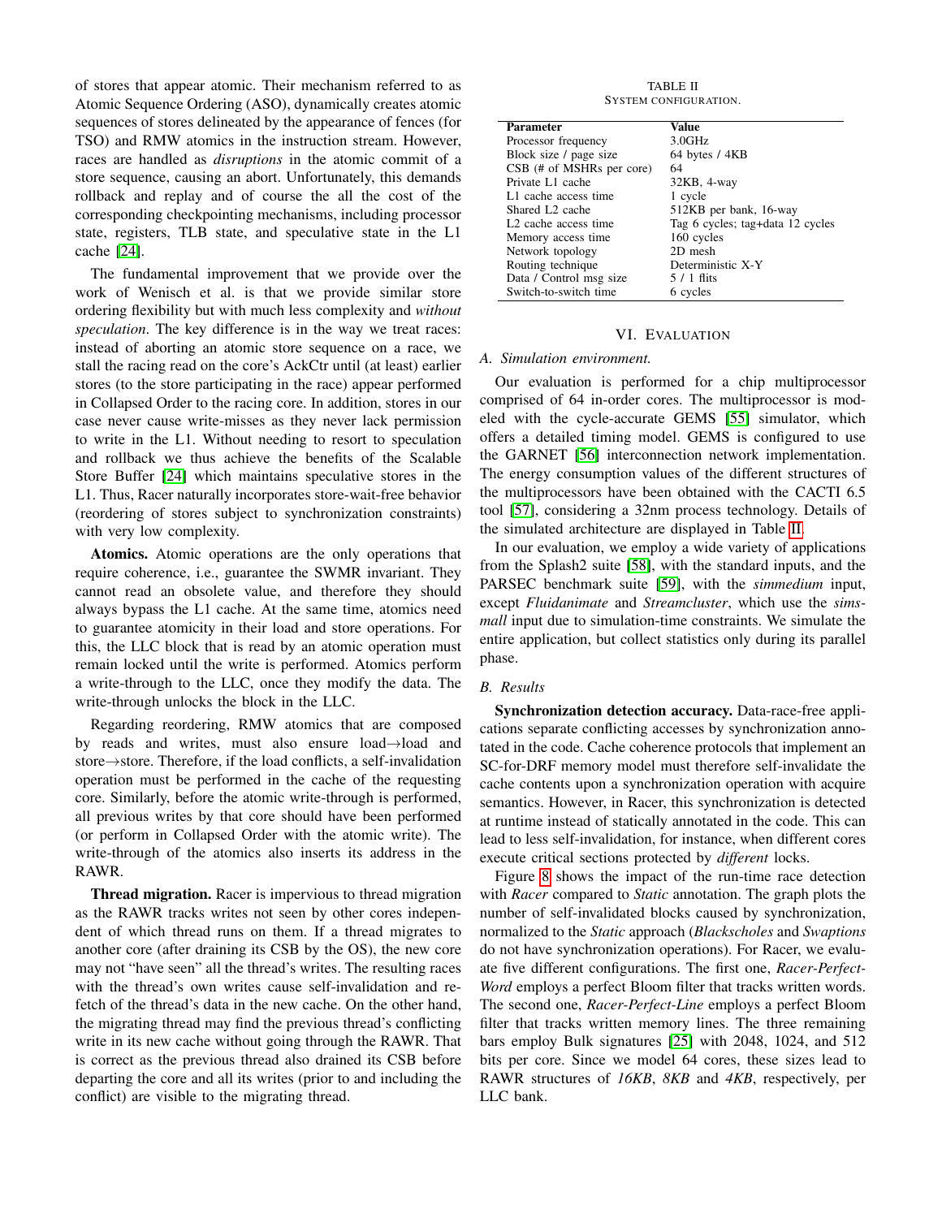of stores that appear atomic. Their mechanism referred to as Atomic Sequence Ordering (ASO), dynamically creates atomic sequences of stores delineated by the appearance of fences (for TSO) and RMW atomics in the instruction stream. However, races are handled as *disruptions* in the atomic commit of a store sequence, causing an abort. Unfortunately, this demands rollback and replay and of course the all the cost of the corresponding checkpointing mechanisms, including processor state, registers, TLB state, and speculative state in the L1 cache [24].

The fundamental improvement that we provide over the work of Wenisch et al. is that we provide similar store ordering flexibility but with much less complexity and *without speculation*. The key difference is in the way we treat races: instead of aborting an atomic store sequence on a race, we stall the racing read on the core's AckCtr until (at least) earlier stores (to the store participating in the race) appear performed in Collapsed Order to the racing core. In addition, stores in our case never cause write-misses as they never lack permission to write in the L1. Without needing to resort to speculation and rollback we thus achieve the benefits of the Scalable Store Buffer [24] which maintains speculative stores in the L1. Thus, Racer naturally incorporates store-wait-free behavior (reordering of stores subject to synchronization constraints) with very low complexity.

**Atomics.** Atomic operations are the only operations that require coherence, i.e., guarantee the SWMR invariant. They cannot read an obsolete value, and therefore they should always bypass the L1 cache. At the same time, atomics need to guarantee atomicity in their load and store operations. For this, the LLC block that is read by an atomic operation must remain locked until the write is performed. Atomics perform a write-through to the LLC, once they modify the data. The write-through unlocks the block in the LLC.

Regarding reordering, RMW atomics that are composed by reads and writes, must also ensure load→load and store→store. Therefore, if the load conflicts, a self-invalidation operation must be performed in the cache of the requesting core. Similarly, before the atomic write-through is performed, all previous writes by that core should have been performed (or perform in Collapsed Order with the atomic write). The write-through of the atomics also inserts its address in the RAWR.

**Thread migration.** Racer is impervious to thread migration as the RAWR tracks writes not seen by other cores independent of which thread runs on them. If a thread migrates to another core (after draining its CSB by the OS), the new core may not "have seen" all the thread's writes. The resulting races with the thread's own writes cause self-invalidation and refetch of the thread's data in the new cache. On the other hand, the migrating thread may find the previous thread's conflicting write in its new cache without going through the RAWR. That is correct as the previous thread also drained its CSB before departing the core and all its writes (prior to and including the conflict) are visible to the migrating thread.

TABLE II
SYSTEM CONFIGURATION.

| Parameter | Value |
|---|---|
| Processor frequency | 3.0GHz |
| Block size / page size | 64 bytes / 4KB |
| CSB (# of MSHRs per core) | 64 |
| Private L1 cache | 32KB, 4-way |
| L1 cache access time | 1 cycle |
| Shared L2 cache | 512KB per bank, 16-way |
| L2 cache access time | Tag 6 cycles; tag+data 12 cycles |
| Memory access time | 160 cycles |
| Network topology | 2D mesh |
| Routing technique | Deterministic X-Y |
| Data / Control msg size | 5 / 1 flits |
| Switch-to-switch time | 6 cycles |

## VI. Evaluation

### A. Simulation environment.

Our evaluation is performed for a chip multiprocessor comprised of 64 in-order cores. The multiprocessor is modeled with the cycle-accurate GEMS [55] simulator, which offers a detailed timing model. GEMS is configured to use the GARNET [56] interconnection network implementation. The energy consumption values of the different structures of the multiprocessors have been obtained with the CACTI 6.5 tool [57], considering a 32nm process technology. Details of the simulated architecture are displayed in Table II.

In our evaluation, we employ a wide variety of applications from the Splash2 suite [58], with the standard inputs, and the PARSEC benchmark suite [59], with the *simmedium* input, except *Fluidanimate* and *Streamcluster*, which use the *simsmall* input due to simulation-time constraints. We simulate the entire application, but collect statistics only during its parallel phase.

### B. Results

**Synchronization detection accuracy.** Data-race-free applications separate conflicting accesses by synchronization annotated in the code. Cache coherence protocols that implement an SC-for-DRF memory model must therefore self-invalidate the cache contents upon a synchronization operation with acquire semantics. However, in Racer, this synchronization is detected at runtime instead of statically annotated in the code. This can lead to less self-invalidation, for instance, when different cores execute critical sections protected by *different* locks.

Figure 8 shows the impact of the run-time race detection with *Racer* compared to *Static* annotation. The graph plots the number of self-invalidated blocks caused by synchronization, normalized to the *Static* approach (*Blackscholes* and *Swaptions* do not have synchronization operations). For Racer, we evaluate five different configurations. The first one, *Racer-Perfect-Word* employs a perfect Bloom filter that tracks written words. The second one, *Racer-Perfect-Line* employs a perfect Bloom filter that tracks written memory lines. The three remaining bars employ Bulk signatures [25] with 2048, 1024, and 512 bits per core. Since we model 64 cores, these sizes lead to RAWR structures of *16KB*, *8KB* and *4KB*, respectively, per LLC bank.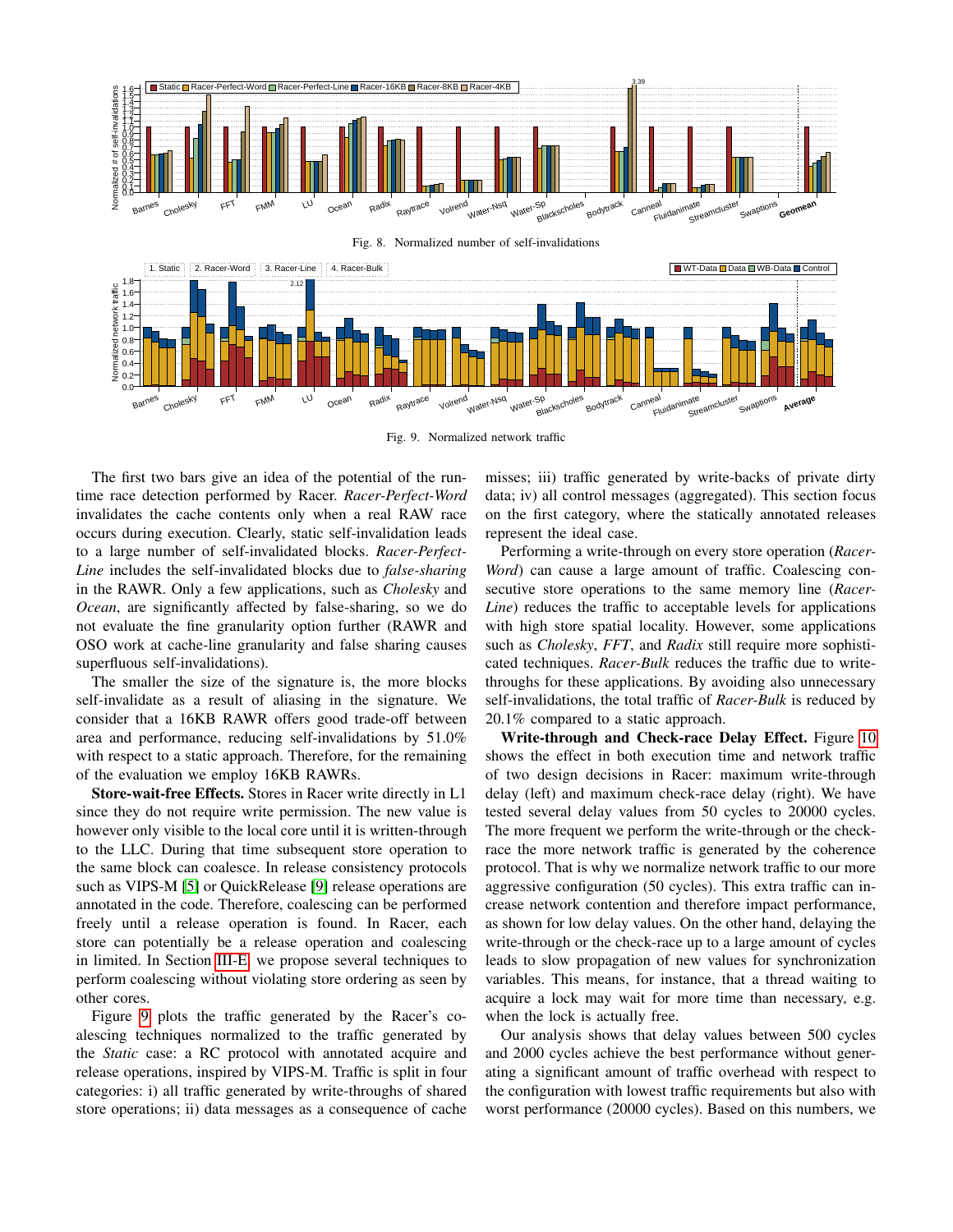Fig. 8. Normalized number of self-invalidations

Fig. 9. Normalized network traffic

The first two bars give an idea of the potential of the run-time race detection performed by Racer. *Racer-Perfect-Word* invalidates the cache contents only when a real RAW race occurs during execution. Clearly, static self-invalidation leads to a large number of self-invalidated blocks. *Racer-Perfect-Line* includes the self-invalidated blocks due to *false-sharing* in the RAWR. Only a few applications, such as *Cholesky* and *Ocean*, are significantly affected by false-sharing, so we do not evaluate the fine granularity option further (RAWR and OSO work at cache-line granularity and false sharing causes superfluous self-invalidations).

The smaller the size of the signature is, the more blocks self-invalidate as a result of aliasing in the signature. We consider that a 16KB RAWR offers good trade-off between area and performance, reducing self-invalidations by 51.0% with respect to a static approach. Therefore, for the remaining of the evaluation we employ 16KB RAWRs.

**Store-wait-free Effects.** Stores in Racer write directly in L1 since they do not require write permission. The new value is however only visible to the local core until it is written-through to the LLC. During that time subsequent store operation to the same block can coalesce. In release consistency protocols such as VIPS-M [5] or QuickRelease [9] release operations are annotated in the code. Therefore, coalescing can be performed freely until a release operation is found. In Racer, each store can potentially be a release operation and coalescing in limited. In Section III-E we propose several techniques to perform coalescing without violating store ordering as seen by other cores.

Figure 9 plots the traffic generated by the Racer's coalescing techniques normalized to the traffic generated by the *Static* case: a RC protocol with annotated acquire and release operations, inspired by VIPS-M. Traffic is split in four categories: i) all traffic generated by write-throughs of shared store operations; ii) data messages as a consequence of cache misses; iii) traffic generated by write-backs of private dirty data; iv) all control messages (aggregated). This section focus on the first category, where the statically annotated releases represent the ideal case.

Performing a write-through on every store operation (*Racer-Word*) can cause a large amount of traffic. Coalescing consecutive store operations to the same memory line (*Racer-Line*) reduces the traffic to acceptable levels for applications with high store spatial locality. However, some applications such as *Cholesky*, *FFT*, and *Radix* still require more sophisticated techniques. *Racer-Bulk* reduces the traffic due to write-throughs for these applications. By avoiding also unnecessary self-invalidations, the total traffic of *Racer-Bulk* is reduced by 20.1% compared to a static approach.

**Write-through and Check-race Delay Effect.** Figure 10 shows the effect in both execution time and network traffic of two design decisions in Racer: maximum write-through delay (left) and maximum check-race delay (right). We have tested several delay values from 50 cycles to 20000 cycles. The more frequent we perform the write-through or the check-race the more network traffic is generated by the coherence protocol. That is why we normalize network traffic to our more aggressive configuration (50 cycles). This extra traffic can increase network contention and therefore impact performance, as shown for low delay values. On the other hand, delaying the write-through or the check-race up to a large amount of cycles leads to slow propagation of new values for synchronization variables. This means, for instance, that a thread waiting to acquire a lock may wait for more time than necessary, e.g. when the lock is actually free.

Our analysis shows that delay values between 500 cycles and 2000 cycles achieve the best performance without generating a significant amount of traffic overhead with respect to the configuration with lowest traffic requirements but also with worst performance (20000 cycles). Based on this numbers, we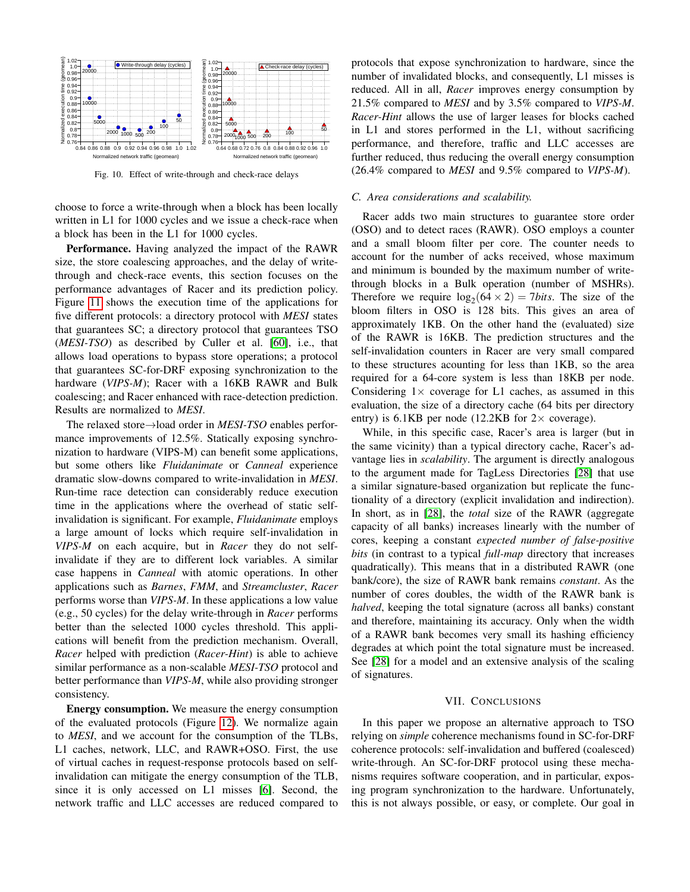Fig. 10. Effect of write-through and check-race delays

choose to force a write-through when a block has been locally written in L1 for 1000 cycles and we issue a check-race when a block has been in the L1 for 1000 cycles.

**Performance.** Having analyzed the impact of the RAWR size, the store coalescing approaches, and the delay of write-through and check-race events, this section focuses on the performance advantages of Racer and its prediction policy. Figure 11 shows the execution time of the applications for five different protocols: a directory protocol with *MESI* states that guarantees SC; a directory protocol that guarantees TSO (*MESI-TSO*) as described by Culler et al. [60], i.e., that allows load operations to bypass store operations; a protocol that guarantees SC-for-DRF exposing synchronization to the hardware (*VIPS-M*); Racer with a 16KB RAWR and Bulk coalescing; and Racer enhanced with race-detection prediction. Results are normalized to *MESI*.

The relaxed store→load order in *MESI-TSO* enables performance improvements of 12.5%. Statically exposing synchronization to hardware (VIPS-M) can benefit some applications, but some others like *Fluidanimate* or *Canneal* experience dramatic slow-downs compared to write-invalidation in *MESI*. Run-time race detection can considerably reduce execution time in the applications where the overhead of static self-invalidation is significant. For example, *Fluidanimate* employs a large amount of locks which require self-invalidation in *VIPS-M* on each acquire, but in *Racer* they do not self-invalidate if they are to different lock variables. A similar case happens in *Canneal* with atomic operations. In other applications such as *Barnes*, *FMM*, and *Streamcluster*, *Racer* performs worse than *VIPS-M*. In these applications a low value (e.g., 50 cycles) for the delay write-through in *Racer* performs better than the selected 1000 cycles threshold. This applications will benefit from the prediction mechanism. Overall, *Racer* helped with prediction (*Racer-Hint*) is able to achieve similar performance as a non-scalable *MESI-TSO* protocol and better performance than *VIPS-M*, while also providing stronger consistency.

**Energy consumption.** We measure the energy consumption of the evaluated protocols (Figure 12). We normalize again to *MESI*, and we account for the consumption of the TLBs, L1 caches, network, LLC, and RAWR+OSO. First, the use of virtual caches in request-response protocols based on self-invalidation can mitigate the energy consumption of the TLB, since it is only accessed on L1 misses [6]. Second, the network traffic and LLC accesses are reduced compared to protocols that expose synchronization to hardware, since the number of invalidated blocks, and consequently, L1 misses is reduced. All in all, *Racer* improves energy consumption by 21.5% compared to *MESI* and by 3.5% compared to *VIPS-M*. *Racer-Hint* allows the use of larger leases for blocks cached in L1 and stores performed in the L1, without sacrificing performance, and therefore, traffic and LLC accesses are further reduced, thus reducing the overall energy consumption (26.4% compared to *MESI* and 9.5% compared to *VIPS-M*).

### C. Area considerations and scalability.

Racer adds two main structures to guarantee store order (OSO) and to detect races (RAWR). OSO employs a counter and a small bloom filter per core. The counter needs to account for the number of acks received, whose maximum and minimum is bounded by the maximum number of write-through blocks in a Bulk operation (number of MSHRs). Therefore we require $\log_2(64 \times 2) = 7 bits$. The size of the bloom filters in OSO is 128 bits. This gives an area of approximately 1KB. On the other hand the (evaluated) size of the RAWR is 16KB. The prediction structures and the self-invalidation counters in Racer are very small compared to these structures acounting for less than 1KB, so the area required for a 64-core system is less than 18KB per node. Considering $1\times$ coverage for L1 caches, as assumed in this evaluation, the size of a directory cache (64 bits per directory entry) is 6.1KB per node (12.2KB for $2\times$ coverage).

While, in this specific case, Racer's area is larger (but in the same vicinity) than a typical directory cache, Racer's advantage lies in *scalability*. The argument is directly analogous to the argument made for TagLess Directories [28] that use a similar signature-based organization but replicate the functionality of a directory (explicit invalidation and indirection). In short, as in [28], the *total* size of the RAWR (aggregate capacity of all banks) increases linearly with the number of cores, keeping a constant *expected number of false-positive bits* (in contrast to a typical *full-map* directory that increases quadratically). This means that in a distributed RAWR (one bank/core), the size of RAWR bank remains *constant*. As the number of cores doubles, the width of the RAWR bank is *halved*, keeping the total signature (across all banks) constant and therefore, maintaining its accuracy. Only when the width of a RAWR bank becomes very small its hashing efficiency degrades at which point the total signature must be increased. See [28] for a model and an extensive analysis of the scaling of signatures.

## VII. Conclusions

In this paper we propose an alternative approach to TSO relying on *simple* coherence mechanisms found in SC-for-DRF coherence protocols: self-invalidation and buffered (coalesced) write-through. An SC-for-DRF protocol using these mechanisms requires software cooperation, and in particular, exposing program synchronization to the hardware. Unfortunately, this is not always possible, or easy, or complete. Our goal in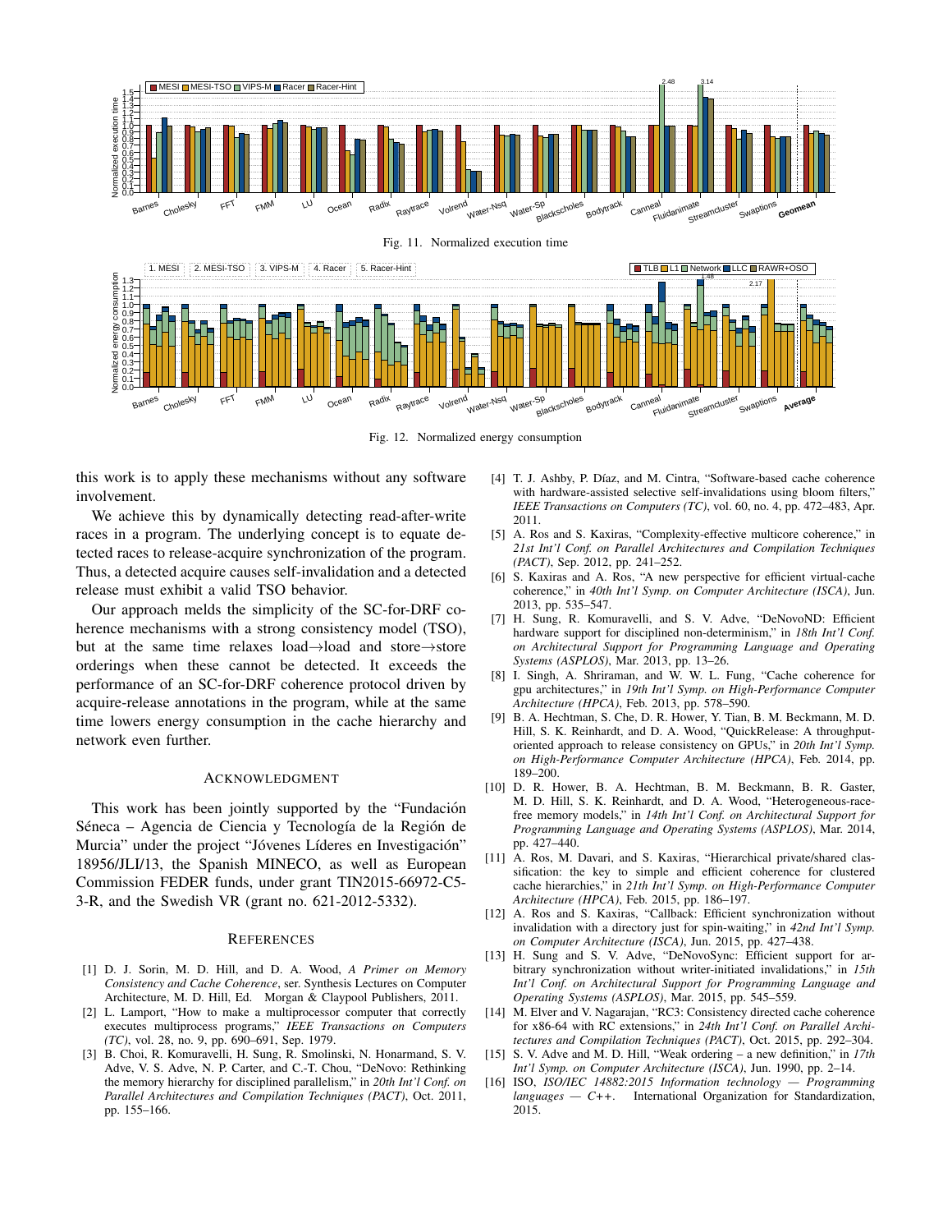Fig. 11. Normalized execution time

Fig. 12. Normalized energy consumption

this work is to apply these mechanisms without any software involvement.

We achieve this by dynamically detecting read-after-write races in a program. The underlying concept is to equate detected races to release-acquire synchronization of the program. Thus, a detected acquire causes self-invalidation and a detected release must exhibit a valid TSO behavior.

Our approach melds the simplicity of the SC-for-DRF coherence mechanisms with a strong consistency model (TSO), but at the same time relaxes load→load and store→store orderings when these cannot be detected. It exceeds the performance of an SC-for-DRF coherence protocol driven by acquire-release annotations in the program, while at the same time lowers energy consumption in the cache hierarchy and network even further.

## ACKNOWLEDGMENT

This work has been jointly supported by the "Fundación Séneca – Agencia de Ciencia y Tecnología de la Región de Murcia" under the project "Jóvenes Líderes en Investigación" 18956/JLI/13, the Spanish MINECO, as well as European Commission FEDER funds, under grant TIN2015-66972-C5-3-R, and the Swedish VR (grant no. 621-2012-5332).

## REFERENCES

[1] D. J. Sorin, M. D. Hill, and D. A. Wood, *A Primer on Memory Consistency and Cache Coherence*, ser. Synthesis Lectures on Computer Architecture, M. D. Hill, Ed. Morgan & Claypool Publishers, 2011.

[2] L. Lamport, "How to make a multiprocessor computer that correctly executes multiprocess programs," *IEEE Transactions on Computers (TC)*, vol. 28, no. 9, pp. 690–691, Sep. 1979.

[3] B. Choi, R. Komuravelli, H. Sung, R. Smolinski, N. Honarmand, S. V. Adve, V. S. Adve, N. P. Carter, and C.-T. Chou, "DeNovo: Rethinking the memory hierarchy for disciplined parallelism," in *20th Int'l Conf. on Parallel Architectures and Compilation Techniques (PACT)*, Oct. 2011, pp. 155–166.

[4] T. J. Ashby, P. Díaz, and M. Cintra, "Software-based cache coherence with hardware-assisted selective self-invalidations using bloom filters," *IEEE Transactions on Computers (TC)*, vol. 60, no. 4, pp. 472–483, Apr. 2011.

[5] A. Ros and S. Kaxiras, "Complexity-effective multicore coherence," in *21st Int'l Conf. on Parallel Architectures and Compilation Techniques (PACT)*, Sep. 2012, pp. 241–252.

[6] S. Kaxiras and A. Ros, "A new perspective for efficient virtual-cache coherence," in *40th Int'l Symp. on Computer Architecture (ISCA)*, Jun. 2013, pp. 535–547.

[7] H. Sung, R. Komuravelli, and S. V. Adve, "DeNovoND: Efficient hardware support for disciplined non-determinism," in *18th Int'l Conf. on Architectural Support for Programming Language and Operating Systems (ASPLOS)*, Mar. 2013, pp. 13–26.

[8] I. Singh, A. Shriraman, and W. W. L. Fung, "Cache coherence for gpu architectures," in *19th Int'l Symp. on High-Performance Computer Architecture (HPCA)*, Feb. 2013, pp. 578–590.

[9] B. A. Hechtman, S. Che, D. R. Hower, Y. Tian, B. M. Beckmann, M. D. Hill, S. K. Reinhardt, and D. A. Wood, "QuickRelease: A throughput-oriented approach to release consistency on GPUs," in *20th Int'l Symp. on High-Performance Computer Architecture (HPCA)*, Feb. 2014, pp. 189–200.

[10] D. R. Hower, B. A. Hechtman, B. M. Beckmann, B. R. Gaster, M. D. Hill, S. K. Reinhardt, and D. A. Wood, "Heterogeneous-race-free memory models," in *14th Int'l Conf. on Architectural Support for Programming Language and Operating Systems (ASPLOS)*, Mar. 2014, pp. 427–440.

[11] A. Ros, M. Davari, and S. Kaxiras, "Hierarchical private/shared classification: the key to simple and efficient coherence for clustered cache hierarchies," in *21th Int'l Symp. on High-Performance Computer Architecture (HPCA)*, Feb. 2015, pp. 186–197.

[12] A. Ros and S. Kaxiras, "Callback: Efficient synchronization without invalidation with a directory just for spin-waiting," in *42nd Int'l Symp. on Computer Architecture (ISCA)*, Jun. 2015, pp. 427–438.

[13] H. Sung and S. V. Adve, "DeNovoSync: Efficient support for arbitrary synchronization without writer-initiated invalidations," in *15th Int'l Conf. on Architectural Support for Programming Language and Operating Systems (ASPLOS)*, Mar. 2015, pp. 545–559.

[14] M. Elver and V. Nagarajan, "RC3: Consistency directed cache coherence for x86-64 with RC extensions," in *24th Int'l Conf. on Parallel Architectures and Compilation Techniques (PACT)*, Oct. 2015, pp. 292–304.

[15] S. V. Adve and M. D. Hill, "Weak ordering – a new definition," in *17th Int'l Symp. on Computer Architecture (ISCA)*, Jun. 1990, pp. 2–14.

[16] ISO, *ISO/IEC 14882:2015 Information technology — Programming languages — C++*. International Organization for Standardization, 2015.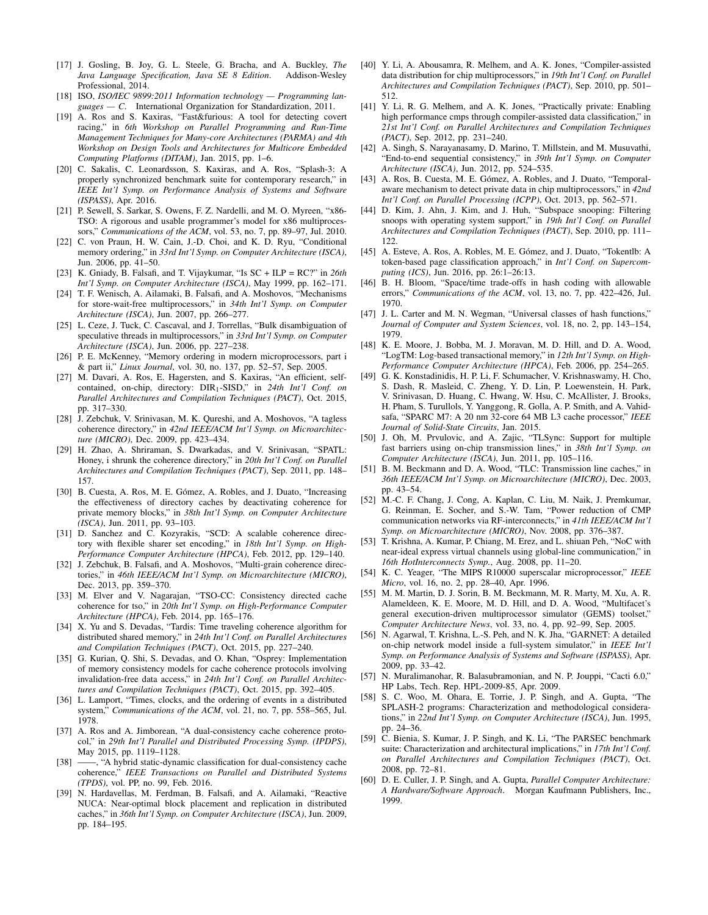[17] J. Gosling, B. Joy, G. L. Steele, G. Bracha, and A. Buckley, *The Java Language Specification, Java SE 8 Edition*. Addison-Wesley Professional, 2014.

[18] ISO, *ISO/IEC 9899:2011 Information technology — Programming languages — C*. International Organization for Standardization, 2011.

[19] A. Ros and S. Kaxiras, "Fast&furious: A tool for detecting covert racing," in *6th Workshop on Parallel Programming and Run-Time Management Techniques for Many-core Architectures (PARMA) and 4th Workshop on Design Tools and Architectures for Multicore Embedded Computing Platforms (DITAM)*, Jan. 2015, pp. 1–6.

[20] C. Sakalis, C. Leonardsson, S. Kaxiras, and A. Ros, "Splash-3: A properly synchronized benchmark suite for contemporary research," in *IEEE Int'l Symp. on Performance Analysis of Systems and Software (ISPASS)*, Apr. 2016.

[21] P. Sewell, S. Sarkar, S. Owens, F. Z. Nardelli, and M. O. Myreen, "x86-TSO: A rigorous and usable programmer's model for x86 multiprocessors," *Communications of the ACM*, vol. 53, no. 7, pp. 89–97, Jul. 2010.

[22] C. von Praun, H. W. Cain, J.-D. Choi, and K. D. Ryu, "Conditional memory ordering," in *33rd Int'l Symp. on Computer Architecture (ISCA)*, Jun. 2006, pp. 41–50.

[23] K. Gniady, B. Falsafi, and T. Vijaykumar, "Is SC + ILP = RC?" in *26th Int'l Symp. on Computer Architecture (ISCA)*, May 1999, pp. 162–171.

[24] T. F. Wenisch, A. Ailamaki, B. Falsafi, and A. Moshovos, "Mechanisms for store-wait-free multiprocessors," in *34th Int'l Symp. on Computer Architecture (ISCA)*, Jun. 2007, pp. 266–277.

[25] L. Ceze, J. Tuck, C. Cascaval, and J. Torrellas, "Bulk disambiguation of speculative threads in multiprocessors," in *33rd Int'l Symp. on Computer Architecture (ISCA)*, Jun. 2006, pp. 227–238.

[26] P. E. McKenney, "Memory ordering in modern microprocessors, part i & part ii," *Linux Journal*, vol. 30, no. 137, pp. 52–57, Sep. 2005.

[27] M. Davari, A. Ros, E. Hagersten, and S. Kaxiras, "An efficient, self-contained, on-chip, directory: DIR$_1$-SISD," in *24th Int'l Conf. on Parallel Architectures and Compilation Techniques (PACT)*, Oct. 2015, pp. 317–330.

[28] J. Zebchuk, V. Srinivasan, M. K. Qureshi, and A. Moshovos, "A tagless coherence directory," in *42nd IEEE/ACM Int'l Symp. on Microarchitecture (MICRO)*, Dec. 2009, pp. 423–434.

[29] H. Zhao, A. Shriraman, S. Dwarkadas, and V. Srinivasan, "SPATL: Honey, i shrunk the coherence directory," in *20th Int'l Conf. on Parallel Architectures and Compilation Techniques (PACT)*, Sep. 2011, pp. 148–157.

[30] B. Cuesta, A. Ros, M. E. Gómez, A. Robles, and J. Duato, "Increasing the effectiveness of directory caches by deactivating coherence for private memory blocks," in *38th Int'l Symp. on Computer Architecture (ISCA)*, Jun. 2011, pp. 93–103.

[31] D. Sanchez and C. Kozyrakis, "SCD: A scalable coherence directory with flexible sharer set encoding," in *18th Int'l Symp. on High-Performance Computer Architecture (HPCA)*, Feb. 2012, pp. 129–140.

[32] J. Zebchuk, B. Falsafi, and A. Moshovos, "Multi-grain coherence directories," in *46th IEEE/ACM Int'l Symp. on Microarchitecture (MICRO)*, Dec. 2013, pp. 359–370.

[33] M. Elver and V. Nagarajan, "TSO-CC: Consistency directed cache coherence for tso," in *20th Int'l Symp. on High-Performance Computer Architecture (HPCA)*, Feb. 2014, pp. 165–176.

[34] X. Yu and S. Devadas, "Tardis: Time traveling coherence algorithm for distributed shared memory," in *24th Int'l Conf. on Parallel Architectures and Compilation Techniques (PACT)*, Oct. 2015, pp. 227–240.

[35] G. Kurian, Q. Shi, S. Devadas, and O. Khan, "Osprey: Implementation of memory consistency models for cache coherence protocols involving invalidation-free data access," in *24th Int'l Conf. on Parallel Architectures and Compilation Techniques (PACT)*, Oct. 2015, pp. 392–405.

[36] L. Lamport, "Times, clocks, and the ordering of events in a distributed system," *Communications of the ACM*, vol. 21, no. 7, pp. 558–565, Jul. 1978.

[37] A. Ros and A. Jimborean, "A dual-consistency cache coherence protocol," in *29th Int'l Parallel and Distributed Processing Symp. (IPDPS)*, May 2015, pp. 1119–1128.

[38] ——, "A hybrid static-dynamic classification for dual-consistency cache coherence," *IEEE Transactions on Parallel and Distributed Systems (TPDS)*, vol. PP, no. 99, Feb. 2016.

[39] N. Hardavellas, M. Ferdman, B. Falsafi, and A. Ailamaki, "Reactive NUCA: Near-optimal block placement and replication in distributed caches," in *36th Int'l Symp. on Computer Architecture (ISCA)*, Jun. 2009, pp. 184–195.

[40] Y. Li, A. Abousamra, R. Melhem, and A. K. Jones, "Compiler-assisted data distribution for chip multiprocessors," in *19th Int'l Conf. on Parallel Architectures and Compilation Techniques (PACT)*, Sep. 2010, pp. 501–512.

[41] Y. Li, R. G. Melhem, and A. K. Jones, "Practically private: Enabling high performance cmps through compiler-assisted data classification," in *21st Int'l Conf. on Parallel Architectures and Compilation Techniques (PACT)*, Sep. 2012, pp. 231–240.

[42] A. Singh, S. Narayanasamy, D. Marino, T. Millstein, and M. Musuvathi, "End-to-end sequential consistency," in *39th Int'l Symp. on Computer Architecture (ISCA)*, Jun. 2012, pp. 524–535.

[43] A. Ros, B. Cuesta, M. E. Gómez, A. Robles, and J. Duato, "Temporal-aware mechanism to detect private data in chip multiprocessors," in *42nd Int'l Conf. on Parallel Processing (ICPP)*, Oct. 2013, pp. 562–571.

[44] D. Kim, J. Ahn, J. Kim, and J. Huh, "Subspace snooping: Filtering snoops with operating system support," in *19th Int'l Conf. on Parallel Architectures and Compilation Techniques (PACT)*, Sep. 2010, pp. 111–122.

[45] A. Esteve, A. Ros, A. Robles, M. E. Gómez, and J. Duato, "Tokentlb: A token-based page classification approach," in *Int'l Conf. on Supercomputing (ICS)*, Jun. 2016, pp. 26:1–26:13.

[46] B. H. Bloom, "Space/time trade-offs in hash coding with allowable errors," *Communications of the ACM*, vol. 13, no. 7, pp. 422–426, Jul. 1970.

[47] J. L. Carter and M. N. Wegman, "Universal classes of hash functions," *Journal of Computer and System Sciences*, vol. 18, no. 2, pp. 143–154, 1979.

[48] K. E. Moore, J. Bobba, M. J. Moravan, M. D. Hill, and D. A. Wood, "LogTM: Log-based transactional memory," in *12th Int'l Symp. on High-Performance Computer Architecture (HPCA)*, Feb. 2006, pp. 254–265.

[49] G. K. Konstadinidis, H. P. Li, F. Schumacher, V. Krishnaswamy, H. Cho, S. Dash, R. Masleid, C. Zheng, Y. D. Lin, P. Loewenstein, H. Park, V. Srinivasan, D. Huang, C. Hwang, W. Hsu, C. McAllister, J. Brooks, H. Pham, S. Turullols, Y. Yanggong, R. Golla, A. P. Smith, and A. Vahidsafa, "SPARC M7: A 20 nm 32-core 64 MB L3 cache processor," *IEEE Journal of Solid-State Circuits*, Jan. 2015.

[50] J. Oh, M. Prvulovic, and A. Zajic, "TLSync: Support for multiple fast barriers using on-chip transmission lines," in *38th Int'l Symp. on Computer Architecture (ISCA)*, Jun. 2011, pp. 105–116.

[51] B. M. Beckmann and D. A. Wood, "TLC: Transmission line caches," in *36th IEEE/ACM Int'l Symp. on Microarchitecture (MICRO)*, Dec. 2003, pp. 43–54.

[52] M.-C. F. Chang, J. Cong, A. Kaplan, C. Liu, M. Naik, J. Premkumar, G. Reinman, E. Socher, and S.-W. Tam, "Power reduction of CMP communication networks via RF-interconnects," in *41th IEEE/ACM Int'l Symp. on Microarchitecture (MICRO)*, Nov. 2008, pp. 376–387.

[53] T. Krishna, A. Kumar, P. Chiang, M. Erez, and L. shiuan Peh, "NoC with near-ideal express virtual channels using global-line communication," in *16th HotInterconnects Symp.*, Aug. 2008, pp. 11–20.

[54] K. C. Yeager, "The MIPS R10000 superscalar microprocessor," *IEEE Micro*, vol. 16, no. 2, pp. 28–40, Apr. 1996.

[55] M. M. Martin, D. J. Sorin, B. M. Beckmann, M. R. Marty, M. Xu, A. R. Alameldeen, K. E. Moore, M. D. Hill, and D. A. Wood, "Multifacet's general execution-driven multiprocessor simulator (GEMS) toolset," *Computer Architecture News*, vol. 33, no. 4, pp. 92–99, Sep. 2005.

[56] N. Agarwal, T. Krishna, L.-S. Peh, and N. K. Jha, "GARNET: A detailed on-chip network model inside a full-system simulator," in *IEEE Int'l Symp. on Performance Analysis of Systems and Software (ISPASS)*, Apr. 2009, pp. 33–42.

[57] N. Muralimanohar, R. Balasubramonian, and N. P. Jouppi, "Cacti 6.0," HP Labs, Tech. Rep. HPL-2009-85, Apr. 2009.

[58] S. C. Woo, M. Ohara, E. Torrie, J. P. Singh, and A. Gupta, "The SPLASH-2 programs: Characterization and methodological considerations," in *22nd Int'l Symp. on Computer Architecture (ISCA)*, Jun. 1995, pp. 24–36.

[59] C. Bienia, S. Kumar, J. P. Singh, and K. Li, "The PARSEC benchmark suite: Characterization and architectural implications," in *17th Int'l Conf. on Parallel Architectures and Compilation Techniques (PACT)*, Oct. 2008, pp. 72–81.

[60] D. E. Culler, J. P. Singh, and A. Gupta, *Parallel Computer Architecture: A Hardware/Software Approach*. Morgan Kaufmann Publishers, Inc., 1999.